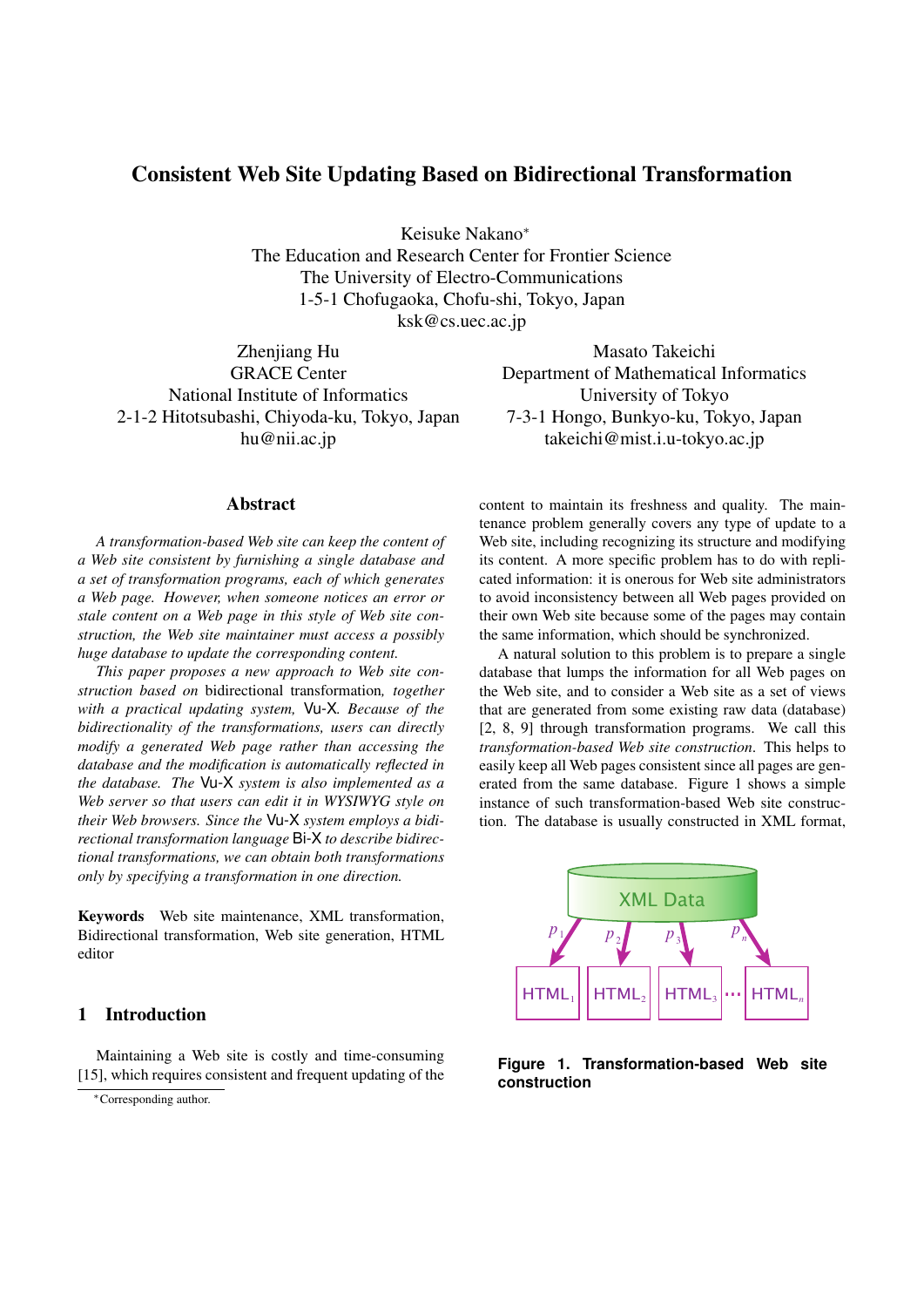# Consistent Web Site Updating Based on Bidirectional Transformation

Keisuke Nakano*
The Education and Research Center for Frontier Science
The University of Electro-Communications
1-5-1 Chofugaoka, Chofu-shi, Tokyo, Japan
ksk@cs.uec.ac.jp

Zhenjiang Hu
GRACE Center
National Institute of Informatics
2-1-2 Hitotsubashi, Chiyoda-ku, Tokyo, Japan
hu@nii.ac.jp

Masato Takeichi
Department of Mathematical Informatics
University of Tokyo
7-3-1 Hongo, Bunkyo-ku, Tokyo, Japan
takeichi@mist.i.u-tokyo.ac.jp

## Abstract

*A transformation-based Web site can keep the content of a Web site consistent by furnishing a single database and a set of transformation programs, each of which generates a Web page. However, when someone notices an error or stale content on a Web page in this style of Web site construction, the Web site maintainer must access a possibly huge database to update the corresponding content.*

*This paper proposes a new approach to Web site construction based on* bidirectional transformation*, together with a practical updating system,* Vu-X*. Because of the bidirectionality of the transformations, users can directly modify a generated Web page rather than accessing the database and the modification is automatically reflected in the database. The* Vu-X *system is also implemented as a Web server so that users can edit it in WYSIWYG style on their Web browsers. Since the* Vu-X *system employs a bidirectional transformation language* Bi-X *to describe bidirectional transformations, we can obtain both transformations only by specifying a transformation in one direction.*

**Keywords** Web site maintenance, XML transformation, Bidirectional transformation, Web site generation, HTML editor

## 1 Introduction

Maintaining a Web site is costly and time-consuming [15], which requires consistent and frequent updating of the content to maintain its freshness and quality. The maintenance problem generally covers any type of update to a Web site, including recognizing its structure and modifying its content. A more specific problem has to do with replicated information: it is onerous for Web site administrators to avoid inconsistency between all Web pages provided on their own Web site because some of the pages may contain the same information, which should be synchronized.

A natural solution to this problem is to prepare a single database that lumps the information for all Web pages on the Web site, and to consider a Web site as a set of views that are generated from some existing raw data (database) [2, 8, 9] through transformation programs. We call this *transformation-based Web site construction*. This helps to easily keep all Web pages consistent since all pages are generated from the same database. Figure 1 shows a simple instance of such transformation-based Web site construction. The database is usually constructed in XML format,

XML Data

$p_1$ $p_2$ $p_3$ $p_n$

$\text{HTML}_1$ $\text{HTML}_2$ $\text{HTML}_3$ ⋯ $\text{HTML}_n$

**Figure 1. Transformation-based Web site construction**

*Corresponding author.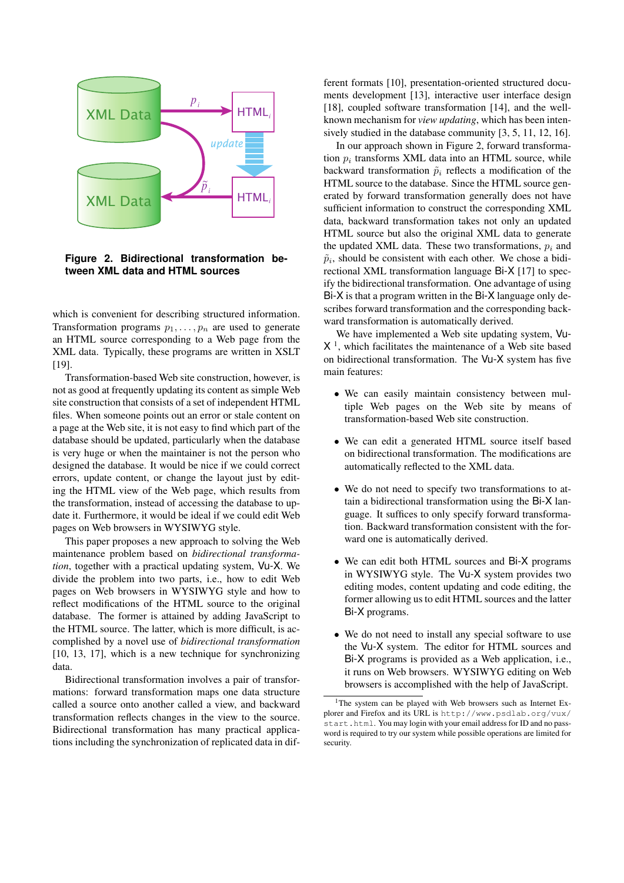XML Data

$p_i$

HTML$_i$

update

XML Data

$\tilde{p}_i$

HTML$_i$

**Figure 2. Bidirectional transformation between XML data and HTML sources**

which is convenient for describing structured information. Transformation programs $p_1, \ldots, p_n$ are used to generate an HTML source corresponding to a Web page from the XML data. Typically, these programs are written in XSLT [19].

Transformation-based Web site construction, however, is not as good at frequently updating its content as simple Web site construction that consists of a set of independent HTML files. When someone points out an error or stale content on a page at the Web site, it is not easy to find which part of the database should be updated, particularly when the database is very huge or when the maintainer is not the person who designed the database. It would be nice if we could correct errors, update content, or change the layout just by editing the HTML view of the Web page, which results from the transformation, instead of accessing the database to update it. Furthermore, it would be ideal if we could edit Web pages on Web browsers in WYSIWYG style.

This paper proposes a new approach to solving the Web maintenance problem based on *bidirectional transformation*, together with a practical updating system, Vu-X. We divide the problem into two parts, i.e., how to edit Web pages on Web browsers in WYSIWYG style and how to reflect modifications of the HTML source to the original database. The former is attained by adding JavaScript to the HTML source. The latter, which is more difficult, is accomplished by a novel use of *bidirectional transformation* [10, 13, 17], which is a new technique for synchronizing data.

Bidirectional transformation involves a pair of transformations: forward transformation maps one data structure called a source onto another called a view, and backward transformation reflects changes in the view to the source. Bidirectional transformation has many practical applications including the synchronization of replicated data in different formats [10], presentation-oriented structured documents development [13], interactive user interface design [18], coupled software transformation [14], and the well-known mechanism for *view updating*, which has been intensively studied in the database community [3, 5, 11, 12, 16].

In our approach shown in Figure 2, forward transformation $p_i$ transforms XML data into an HTML source, while backward transformation $\tilde{p}_i$ reflects a modification of the HTML source to the database. Since the HTML source generated by forward transformation generally does not have sufficient information to construct the corresponding XML data, backward transformation takes not only an updated HTML source but also the original XML data to generate the updated XML data. These two transformations, $p_i$ and $\tilde{p}_i$, should be consistent with each other. We chose a bidirectional XML transformation language Bi-X [17] to specify the bidirectional transformation. One advantage of using Bi-X is that a program written in the Bi-X language only describes forward transformation and the corresponding backward transformation is automatically derived.

We have implemented a Web site updating system, Vu-X [1], which facilitates the maintenance of a Web site based on bidirectional transformation. The Vu-X system has five main features:

- We can easily maintain consistency between multiple Web pages on the Web site by means of transformation-based Web site construction.
- We can edit a generated HTML source itself based on bidirectional transformation. The modifications are automatically reflected to the XML data.
- We do not need to specify two transformations to attain a bidirectional transformation using the Bi-X language. It suffices to only specify forward transformation. Backward transformation consistent with the forward one is automatically derived.
- We can edit both HTML sources and Bi-X programs in WYSIWYG style. The Vu-X system provides two editing modes, content updating and code editing, the former allowing us to edit HTML sources and the latter Bi-X programs.
- We do not need to install any special software to use the Vu-X system. The editor for HTML sources and Bi-X programs is provided as a Web application, i.e., it runs on Web browsers. WYSIWYG editing on Web browsers is accomplished with the help of JavaScript.

[1]The system can be played with Web browsers such as Internet Explorer and Firefox and its URL is `http://www.psdlab.org/vux/start.html`. You may login with your email address for ID and no password is required to try our system while possible operations are limited for security.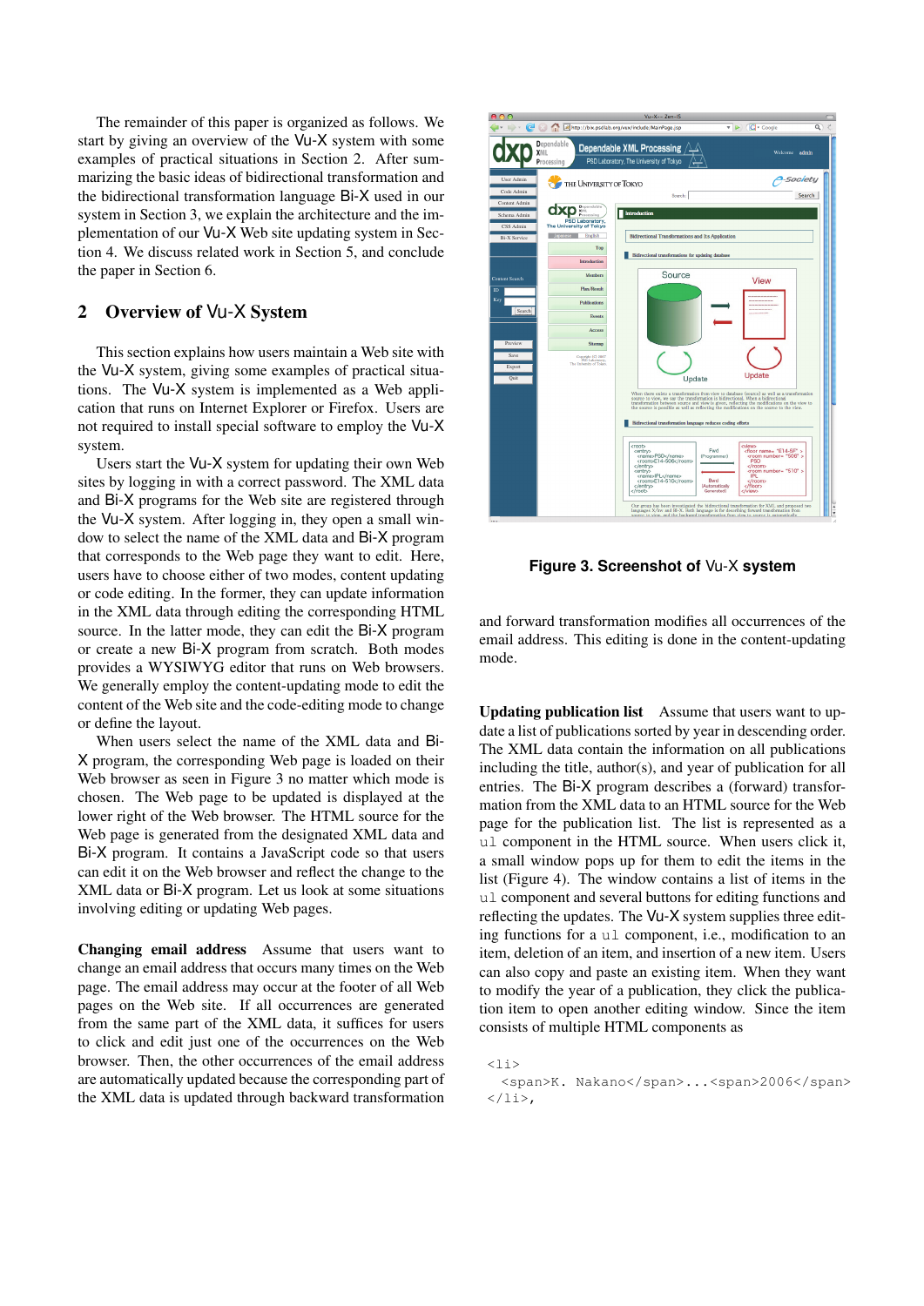The remainder of this paper is organized as follows. We start by giving an overview of the Vu-X system with some examples of practical situations in Section 2. After summarizing the basic ideas of bidirectional transformation and the bidirectional transformation language Bi-X used in our system in Section 3, we explain the architecture and the implementation of our Vu-X Web site updating system in Section 4. We discuss related work in Section 5, and conclude the paper in Section 6.

## 2 Overview of Vu-X System

This section explains how users maintain a Web site with the Vu-X system, giving some examples of practical situations. The Vu-X system is implemented as a Web application that runs on Internet Explorer or Firefox. Users are not required to install special software to employ the Vu-X system.

Users start the Vu-X system for updating their own Web sites by logging in with a correct password. The XML data and Bi-X programs for the Web site are registered through the Vu-X system. After logging in, they open a small window to select the name of the XML data and Bi-X program that corresponds to the Web page they want to edit. Here, users have to choose either of two modes, content updating or code editing. In the former, they can update information in the XML data through editing the corresponding HTML source. In the latter mode, they can edit the Bi-X program or create a new Bi-X program from scratch. Both modes provides a WYSIWYG editor that runs on Web browsers. We generally employ the content-updating mode to edit the content of the Web site and the code-editing mode to change or define the layout.

When users select the name of the XML data and Bi-X program, the corresponding Web page is loaded on their Web browser as seen in Figure 3 no matter which mode is chosen. The Web page to be updated is displayed at the lower right of the Web browser. The HTML source for the Web page is generated from the designated XML data and Bi-X program. It contains a JavaScript code so that users can edit it on the Web browser and reflect the change to the XML data or Bi-X program. Let us look at some situations involving editing or updating Web pages.

**Changing email address** Assume that users want to change an email address that occurs many times on the Web page. The email address may occur at the footer of all Web pages on the Web site. If all occurrences are generated from the same part of the XML data, it suffices for users to click and edit just one of the occurrences on the Web browser. Then, the other occurrences of the email address are automatically updated because the corresponding part of the XML data is updated through backward transformation and forward transformation modifies all occurrences of the email address. This editing is done in the content-updating mode.

**Figure 3. Screenshot of Vu-X system**

**Updating publication list** Assume that users want to update a list of publications sorted by year in descending order. The XML data contain the information on all publications including the title, author(s), and year of publication for all entries. The Bi-X program describes a (forward) transformation from the XML data to an HTML source for the Web page for the publication list. The list is represented as a `ul` component in the HTML source. When users click it, a small window pops up for them to edit the items in the list (Figure 4). The window contains a list of items in the `ul` component and several buttons for editing functions and reflecting the updates. The Vu-X system supplies three editing functions for a `ul` component, i.e., modification to an item, deletion of an item, and insertion of a new item. Users can also copy and paste an existing item. When they want to modify the year of a publication, they click the publication item to open another editing window. Since the item consists of multiple HTML components as

```
<li>
  <span>K. Nakano</span>...<span>2006</span>
</li>,
```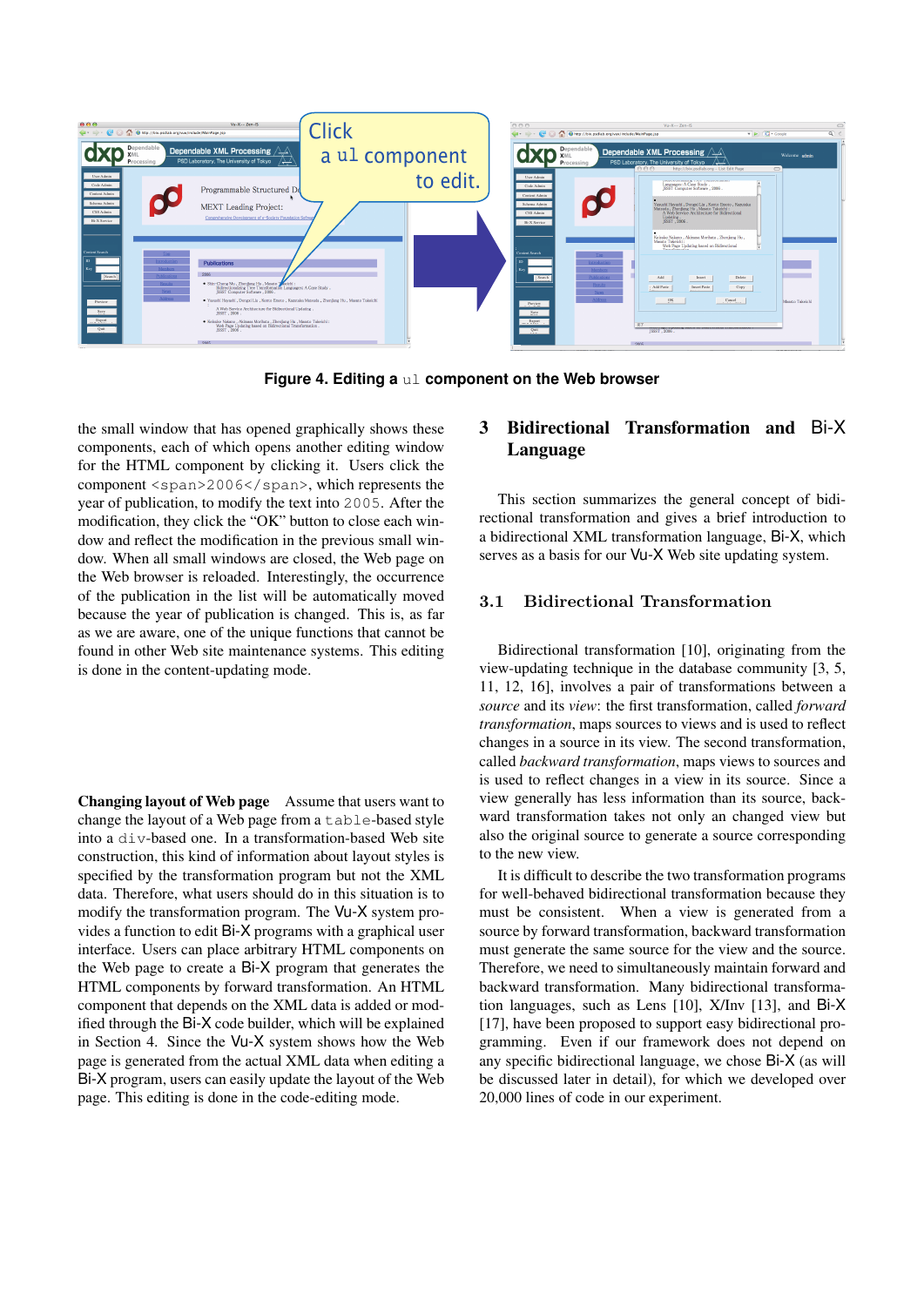Figure 4. Editing a `ul` component on the Web browser

the small window that has opened graphically shows these components, each of which opens another editing window for the HTML component by clicking it. Users click the component `<span>2006</span>`, which represents the year of publication, to modify the text into `2005`. After the modification, they click the "OK" button to close each window and reflect the modification in the previous small window. When all small windows are closed, the Web page on the Web browser is reloaded. Interestingly, the occurrence of the publication in the list will be automatically moved because the year of publication is changed. This is, as far as we are aware, one of the unique functions that cannot be found in other Web site maintenance systems. This editing is done in the content-updating mode.

**Changing layout of Web page** Assume that users want to change the layout of a Web page from a `table`-based style into a `div`-based one. In a transformation-based Web site construction, this kind of information about layout styles is specified by the transformation program but not the XML data. Therefore, what users should do in this situation is to modify the transformation program. The Vu-X system provides a function to edit Bi-X programs with a graphical user interface. Users can place arbitrary HTML components on the Web page to create a Bi-X program that generates the HTML components by forward transformation. An HTML component that depends on the XML data is added or modified through the Bi-X code builder, which will be explained in Section 4. Since the Vu-X system shows how the Web page is generated from the actual XML data when editing a Bi-X program, users can easily update the layout of the Web page. This editing is done in the code-editing mode.

## 3 Bidirectional Transformation and Bi-X Language

This section summarizes the general concept of bidirectional transformation and gives a brief introduction to a bidirectional XML transformation language, Bi-X, which serves as a basis for our Vu-X Web site updating system.

### 3.1 Bidirectional Transformation

Bidirectional transformation [10], originating from the view-updating technique in the database community [3, 5, 11, 12, 16], involves a pair of transformations between a *source* and its *view*: the first transformation, called *forward transformation*, maps sources to views and is used to reflect changes in a source in its view. The second transformation, called *backward transformation*, maps views to sources and is used to reflect changes in a view in its source. Since a view generally has less information than its source, backward transformation takes not only an changed view but also the original source to generate a source corresponding to the new view.

It is difficult to describe the two transformation programs for well-behaved bidirectional transformation because they must be consistent. When a view is generated from a source by forward transformation, backward transformation must generate the same source for the view and the source. Therefore, we need to simultaneously maintain forward and backward transformation. Many bidirectional transformation languages, such as Lens [10], X/Inv [13], and Bi-X [17], have been proposed to support easy bidirectional programming. Even if our framework does not depend on any specific bidirectional language, we chose Bi-X (as will be discussed later in detail), for which we developed over 20,000 lines of code in our experiment.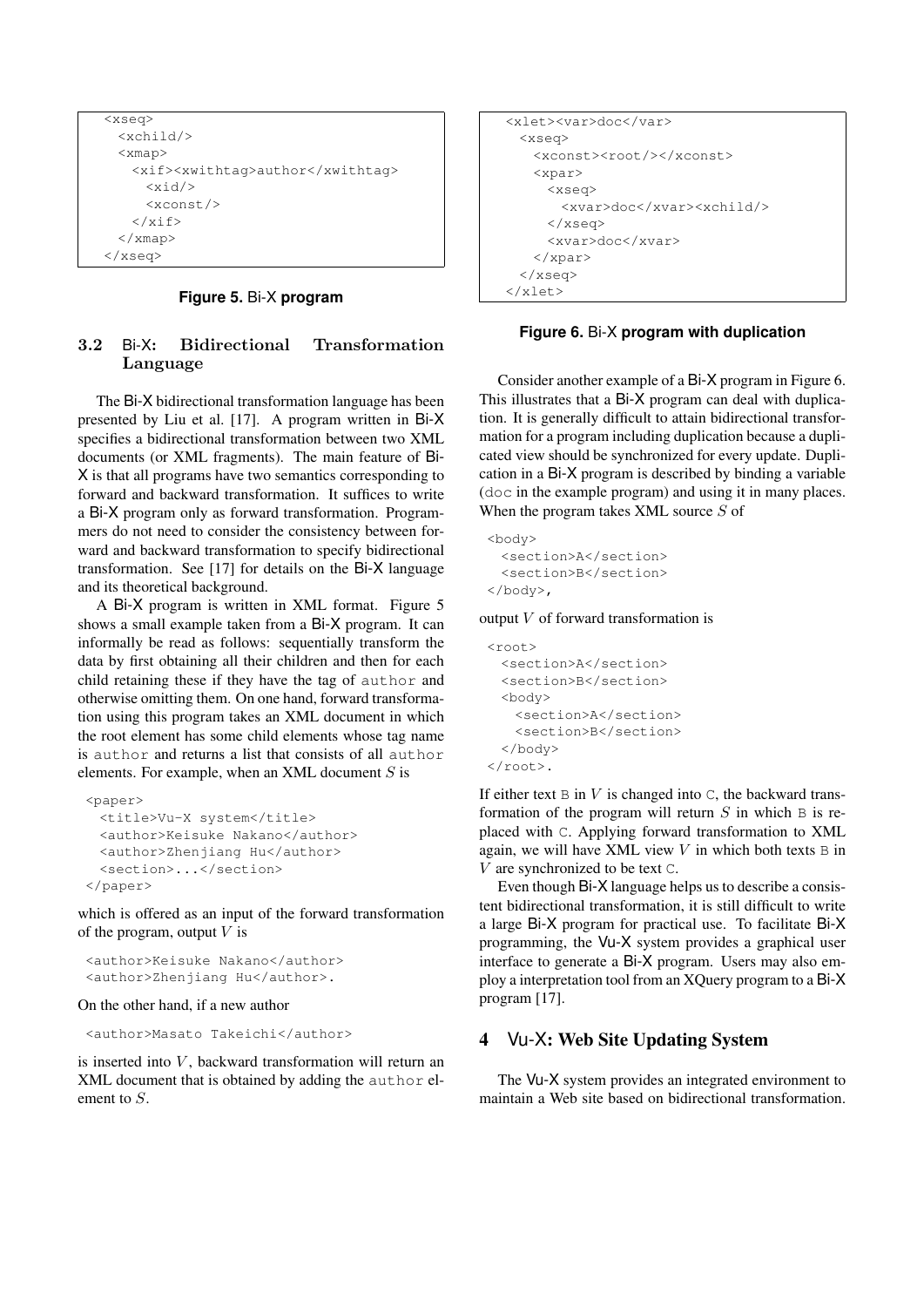```
<xseq>
  <xchild/>
  <xmap>
    <xif><xwithtag>author</xwithtag>
      <xid/>
      <xconst/>
    </xif>
  </xmap>
</xseq>
```

**Figure 5.** Bi-X **program**

### 3.2 Bi-X: Bidirectional Transformation Language

The Bi-X bidirectional transformation language has been presented by Liu et al. [17]. A program written in Bi-X specifies a bidirectional transformation between two XML documents (or XML fragments). The main feature of Bi-X is that all programs have two semantics corresponding to forward and backward transformation. It suffices to write a Bi-X program only as forward transformation. Programmers do not need to consider the consistency between forward and backward transformation to specify bidirectional transformation. See [17] for details on the Bi-X language and its theoretical background.

A Bi-X program is written in XML format. Figure 5 shows a small example taken from a Bi-X program. It can informally be read as follows: sequentially transform the data by first obtaining all their children and then for each child retaining these if they have the tag of `author` and otherwise omitting them. On one hand, forward transformation using this program takes an XML document in which the root element has some child elements whose tag name is `author` and returns a list that consists of all `author` elements. For example, when an XML document $S$ is

```
<paper>
  <title>Vu-X system</title>
  <author>Keisuke Nakano</author>
  <author>Zhenjiang Hu</author>
  <section>...</section>
</paper>
```

which is offered as an input of the forward transformation of the program, output $V$ is

```
<author>Keisuke Nakano</author>
<author>Zhenjiang Hu</author>.
```

On the other hand, if a new author

```
<author>Masato Takeichi</author>
```

is inserted into $V$, backward transformation will return an XML document that is obtained by adding the `author` element to $S$.

```
<xlet><var>doc</var>
  <xseq>
    <xconst><root/></xconst>
    <xpar>
      <xseq>
        <xvar>doc</xvar><xchild/>
      </xseq>
      <xvar>doc</xvar>
    </xpar>
  </xseq>
</xlet>
```

**Figure 6.** Bi-X **program with duplication**

Consider another example of a Bi-X program in Figure 6. This illustrates that a Bi-X program can deal with duplication. It is generally difficult to attain bidirectional transformation for a program including duplication because a duplicated view should be synchronized for every update. Duplication in a Bi-X program is described by binding a variable (`doc` in the example program) and using it in many places. When the program takes XML source $S$ of

```
<body>
  <section>A</section>
  <section>B</section>
</body>,
```

output $V$ of forward transformation is

```
<root>
  <section>A</section>
  <section>B</section>
  <body>
    <section>A</section>
    <section>B</section>
  </body>
</root>.
```

If either text `B` in $V$ is changed into `C`, the backward transformation of the program will return $S$ in which `B` is replaced with `C`. Applying forward transformation to XML again, we will have XML view $V$ in which both texts `B` in $V$ are synchronized to be text `C`.

Even though Bi-X language helps us to describe a consistent bidirectional transformation, it is still difficult to write a large Bi-X program for practical use. To facilitate Bi-X programming, the Vu-X system provides a graphical user interface to generate a Bi-X program. Users may also employ a interpretation tool from an XQuery program to a Bi-X program [17].

## 4 Vu-X: Web Site Updating System

The Vu-X system provides an integrated environment to maintain a Web site based on bidirectional transformation.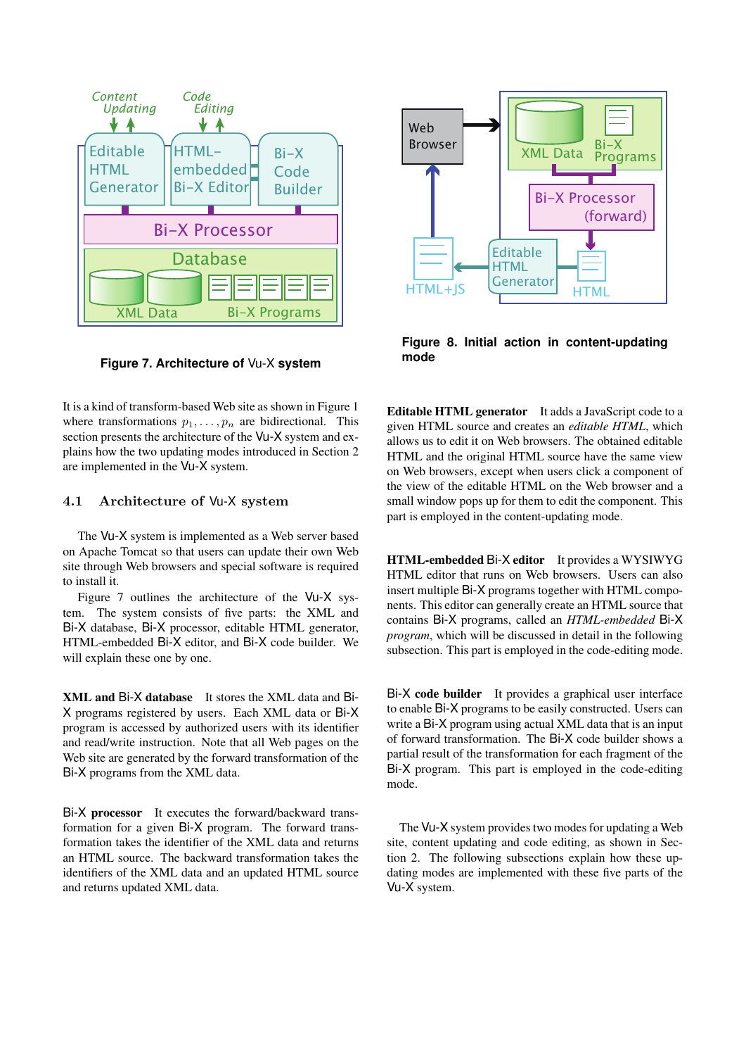Figure 7. Architecture of Vu-X system

Figure 8. Initial action in content-updating mode

It is a kind of transform-based Web site as shown in Figure 1 where transformations $p_1, \ldots, p_n$ are bidirectional. This section presents the architecture of the Vu-X system and explains how the two updating modes introduced in Section 2 are implemented in the Vu-X system.

## 4.1 Architecture of Vu-X system

The Vu-X system is implemented as a Web server based on Apache Tomcat so that users can update their own Web site through Web browsers and special software is required to install it.

Figure 7 outlines the architecture of the Vu-X system. The system consists of five parts: the XML and Bi-X database, Bi-X processor, editable HTML generator, HTML-embedded Bi-X editor, and Bi-X code builder. We will explain these one by one.

**XML and Bi-X database** It stores the XML data and Bi-X programs registered by users. Each XML data or Bi-X program is accessed by authorized users with its identifier and read/write instruction. Note that all Web pages on the Web site are generated by the forward transformation of the Bi-X programs from the XML data.

**Bi-X processor** It executes the forward/backward transformation for a given Bi-X program. The forward transformation takes the identifier of the XML data and returns an HTML source. The backward transformation takes the identifiers of the XML data and an updated HTML source and returns updated XML data.

**Editable HTML generator** It adds a JavaScript code to a given HTML source and creates an *editable HTML*, which allows us to edit it on Web browsers. The obtained editable HTML and the original HTML source have the same view on Web browsers, except when users click a component of the view of the editable HTML on the Web browser and a small window pops up for them to edit the component. This part is employed in the content-updating mode.

**HTML-embedded Bi-X editor** It provides a WYSIWYG HTML editor that runs on Web browsers. Users can also insert multiple Bi-X programs together with HTML components. This editor can generally create an HTML source that contains Bi-X programs, called an *HTML-embedded* Bi-X *program*, which will be discussed in detail in the following subsection. This part is employed in the code-editing mode.

**Bi-X code builder** It provides a graphical user interface to enable Bi-X programs to be easily constructed. Users can write a Bi-X program using actual XML data that is an input of forward transformation. The Bi-X code builder shows a partial result of the transformation for each fragment of the Bi-X program. This part is employed in the code-editing mode.

The Vu-X system provides two modes for updating a Web site, content updating and code editing, as shown in Section 2. The following subsections explain how these updating modes are implemented with these five parts of the Vu-X system.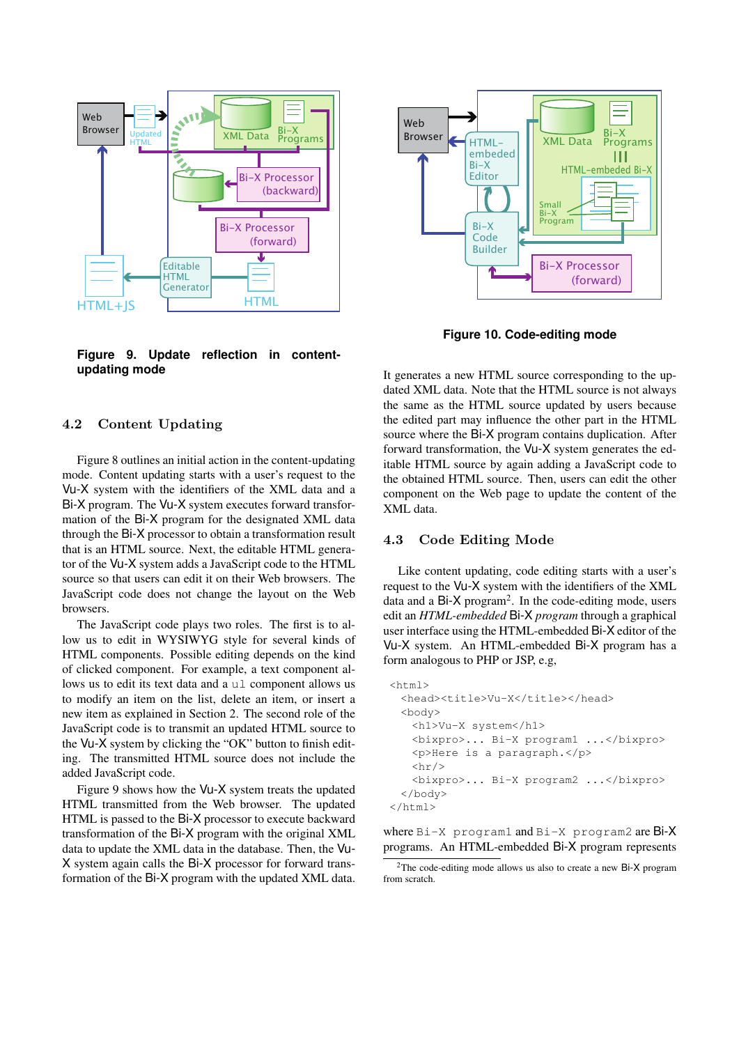**Figure 9. Update reflection in content-updating mode**

## 4.2 Content Updating

Figure 8 outlines an initial action in the content-updating mode. Content updating starts with a user's request to the Vu-X system with the identifiers of the XML data and a Bi-X program. The Vu-X system executes forward transformation of the Bi-X program for the designated XML data through the Bi-X processor to obtain a transformation result that is an HTML source. Next, the editable HTML generator of the Vu-X system adds a JavaScript code to the HTML source so that users can edit it on their Web browsers. The JavaScript code does not change the layout on the Web browsers.

The JavaScript code plays two roles. The first is to allow us to edit in WYSIWYG style for several kinds of HTML components. Possible editing depends on the kind of clicked component. For example, a text component allows us to edit its text data and a `ul` component allows us to modify an item on the list, delete an item, or insert a new item as explained in Section 2. The second role of the JavaScript code is to transmit an updated HTML source to the Vu-X system by clicking the "OK" button to finish editing. The transmitted HTML source does not include the added JavaScript code.

Figure 9 shows how the Vu-X system treats the updated HTML transmitted from the Web browser. The updated HTML is passed to the Bi-X processor to execute backward transformation of the Bi-X program with the original XML data to update the XML data in the database. Then, the Vu-X system again calls the Bi-X processor for forward transformation of the Bi-X program with the updated XML data. It generates a new HTML source corresponding to the updated XML data. Note that the HTML source is not always the same as the HTML source updated by users because the edited part may influence the other part in the HTML source where the Bi-X program contains duplication. After forward transformation, the Vu-X system generates the editable HTML source by again adding a JavaScript code to the obtained HTML source. Then, users can edit the other component on the Web page to update the content of the XML data.

**Figure 10. Code-editing mode**

## 4.3 Code Editing Mode

Like content updating, code editing starts with a user's request to the Vu-X system with the identifiers of the XML data and a Bi-X program[2]. In the code-editing mode, users edit an *HTML-embedded* Bi-X *program* through a graphical user interface using the HTML-embedded Bi-X editor of the Vu-X system. An HTML-embedded Bi-X program has a form analogous to PHP or JSP, e.g,

```
<html>
  <head><title>Vu-X</title></head>
  <body>
    <h1>Vu-X system</h1>
    <bixpro>... Bi-X program1 ...</bixpro>
    <p>Here is a paragraph.</p>
    <hr/>
    <bixpro>... Bi-X program2 ...</bixpro>
  </body>
</html>
```

where `Bi-X program1` and `Bi-X program2` are Bi-X programs. An HTML-embedded Bi-X program represents

[2] The code-editing mode allows us also to create a new Bi-X program from scratch.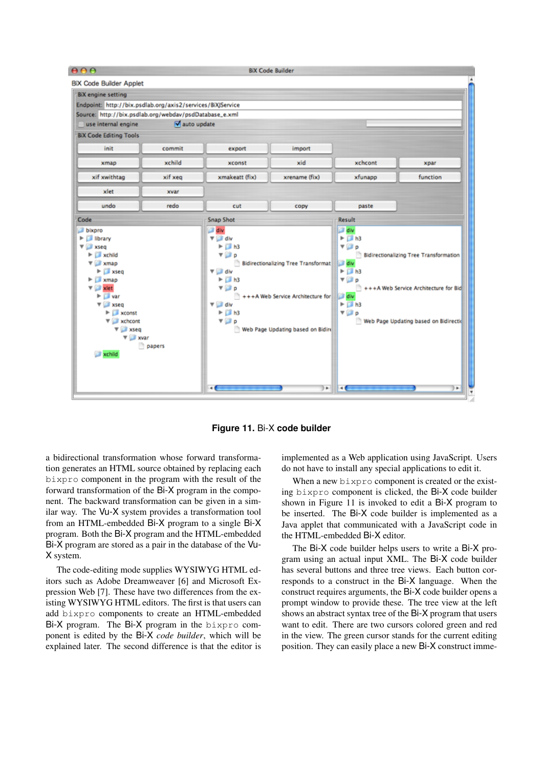**Figure 11.** Bi-X **code builder**

a bidirectional transformation whose forward transformation generates an HTML source obtained by replacing each `bixpro` component in the program with the result of the forward transformation of the Bi-X program in the component. The backward transformation can be given in a similar way. The Vu-X system provides a transformation tool from an HTML-embedded Bi-X program to a single Bi-X program. Both the Bi-X program and the HTML-embedded Bi-X program are stored as a pair in the database of the Vu-X system.

The code-editing mode supplies WYSIWYG HTML editors such as Adobe Dreamweaver [6] and Microsoft Expression Web [7]. These have two differences from the existing WYSIWYG HTML editors. The first is that users can add `bixpro` components to create an HTML-embedded Bi-X program. The Bi-X program in the `bixpro` component is edited by the Bi-X *code builder*, which will be explained later. The second difference is that the editor is implemented as a Web application using JavaScript. Users do not have to install any special applications to edit it.

When a new `bixpro` component is created or the existing `bixpro` component is clicked, the Bi-X code builder shown in Figure 11 is invoked to edit a Bi-X program to be inserted. The Bi-X code builder is implemented as a Java applet that communicated with a JavaScript code in the HTML-embedded Bi-X editor.

The Bi-X code builder helps users to write a Bi-X program using an actual input XML. The Bi-X code builder has several buttons and three tree views. Each button corresponds to a construct in the Bi-X language. When the construct requires arguments, the Bi-X code builder opens a prompt window to provide these. The tree view at the left shows an abstract syntax tree of the Bi-X program that users want to edit. There are two cursors colored green and red in the view. The green cursor stands for the current editing position. They can easily place a new Bi-X construct imme-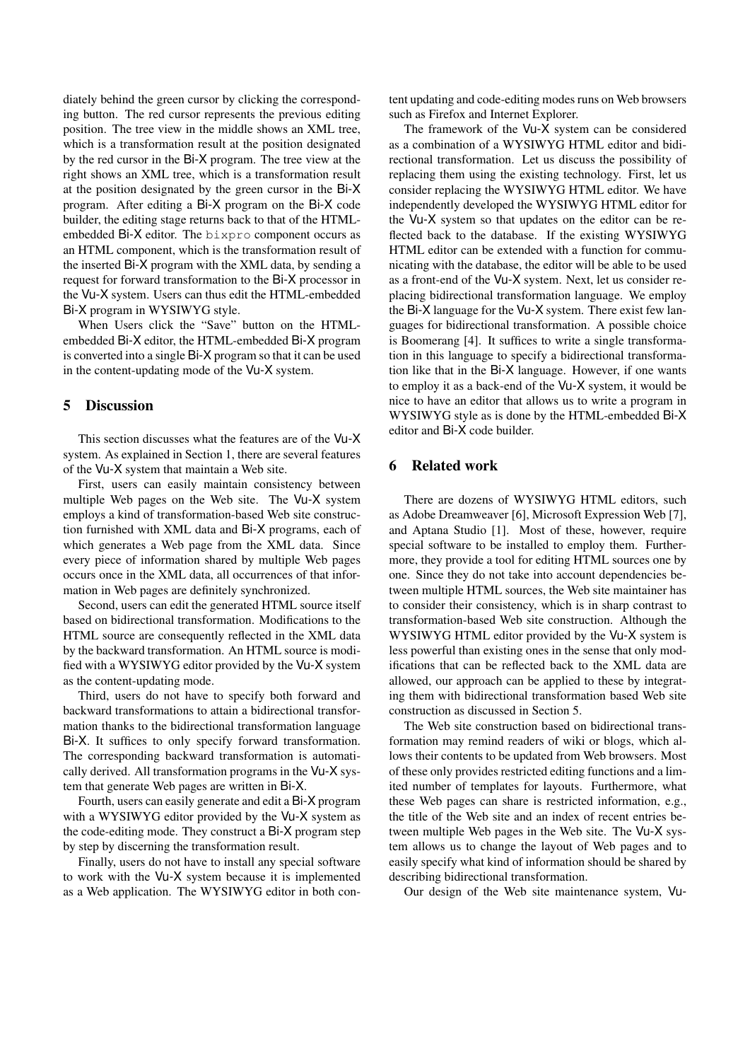diately behind the green cursor by clicking the corresponding button. The red cursor represents the previous editing position. The tree view in the middle shows an XML tree, which is a transformation result at the position designated by the red cursor in the Bi-X program. The tree view at the right shows an XML tree, which is a transformation result at the position designated by the green cursor in the Bi-X program. After editing a Bi-X program on the Bi-X code builder, the editing stage returns back to that of the HTML-embedded Bi-X editor. The `bixpro` component occurs as an HTML component, which is the transformation result of the inserted Bi-X program with the XML data, by sending a request for forward transformation to the Bi-X processor in the Vu-X system. Users can thus edit the HTML-embedded Bi-X program in WYSIWYG style.

When Users click the "Save" button on the HTML-embedded Bi-X editor, the HTML-embedded Bi-X program is converted into a single Bi-X program so that it can be used in the content-updating mode of the Vu-X system.

## 5 Discussion

This section discusses what the features are of the Vu-X system. As explained in Section 1, there are several features of the Vu-X system that maintain a Web site.

First, users can easily maintain consistency between multiple Web pages on the Web site. The Vu-X system employs a kind of transformation-based Web site construction furnished with XML data and Bi-X programs, each of which generates a Web page from the XML data. Since every piece of information shared by multiple Web pages occurs once in the XML data, all occurrences of that information in Web pages are definitely synchronized.

Second, users can edit the generated HTML source itself based on bidirectional transformation. Modifications to the HTML source are consequently reflected in the XML data by the backward transformation. An HTML source is modified with a WYSIWYG editor provided by the Vu-X system as the content-updating mode.

Third, users do not have to specify both forward and backward transformations to attain a bidirectional transformation thanks to the bidirectional transformation language Bi-X. It suffices to only specify forward transformation. The corresponding backward transformation is automatically derived. All transformation programs in the Vu-X system that generate Web pages are written in Bi-X.

Fourth, users can easily generate and edit a Bi-X program with a WYSIWYG editor provided by the Vu-X system as the code-editing mode. They construct a Bi-X program step by step by discerning the transformation result.

Finally, users do not have to install any special software to work with the Vu-X system because it is implemented as a Web application. The WYSIWYG editor in both content updating and code-editing modes runs on Web browsers such as Firefox and Internet Explorer.

The framework of the Vu-X system can be considered as a combination of a WYSIWYG HTML editor and bidirectional transformation. Let us discuss the possibility of replacing them using the existing technology. First, let us consider replacing the WYSIWYG HTML editor. We have independently developed the WYSIWYG HTML editor for the Vu-X system so that updates on the editor can be reflected back to the database. If the existing WYSIWYG HTML editor can be extended with a function for communicating with the database, the editor will be able to be used as a front-end of the Vu-X system. Next, let us consider replacing bidirectional transformation language. We employ the Bi-X language for the Vu-X system. There exist few languages for bidirectional transformation. A possible choice is Boomerang [4]. It suffices to write a single transformation in this language to specify a bidirectional transformation like that in the Bi-X language. However, if one wants to employ it as a back-end of the Vu-X system, it would be nice to have an editor that allows us to write a program in WYSIWYG style as is done by the HTML-embedded Bi-X editor and Bi-X code builder.

## 6 Related work

There are dozens of WYSIWYG HTML editors, such as Adobe Dreamweaver [6], Microsoft Expression Web [7], and Aptana Studio [1]. Most of these, however, require special software to be installed to employ them. Furthermore, they provide a tool for editing HTML sources one by one. Since they do not take into account dependencies between multiple HTML sources, the Web site maintainer has to consider their consistency, which is in sharp contrast to transformation-based Web site construction. Although the WYSIWYG HTML editor provided by the Vu-X system is less powerful than existing ones in the sense that only modifications that can be reflected back to the XML data are allowed, our approach can be applied to these by integrating them with bidirectional transformation based Web site construction as discussed in Section 5.

The Web site construction based on bidirectional transformation may remind readers of wiki or blogs, which allows their contents to be updated from Web browsers. Most of these only provides restricted editing functions and a limited number of templates for layouts. Furthermore, what these Web pages can share is restricted information, e.g., the title of the Web site and an index of recent entries between multiple Web pages in the Web site. The Vu-X system allows us to change the layout of Web pages and to easily specify what kind of information should be shared by describing bidirectional transformation.

Our design of the Web site maintenance system, Vu-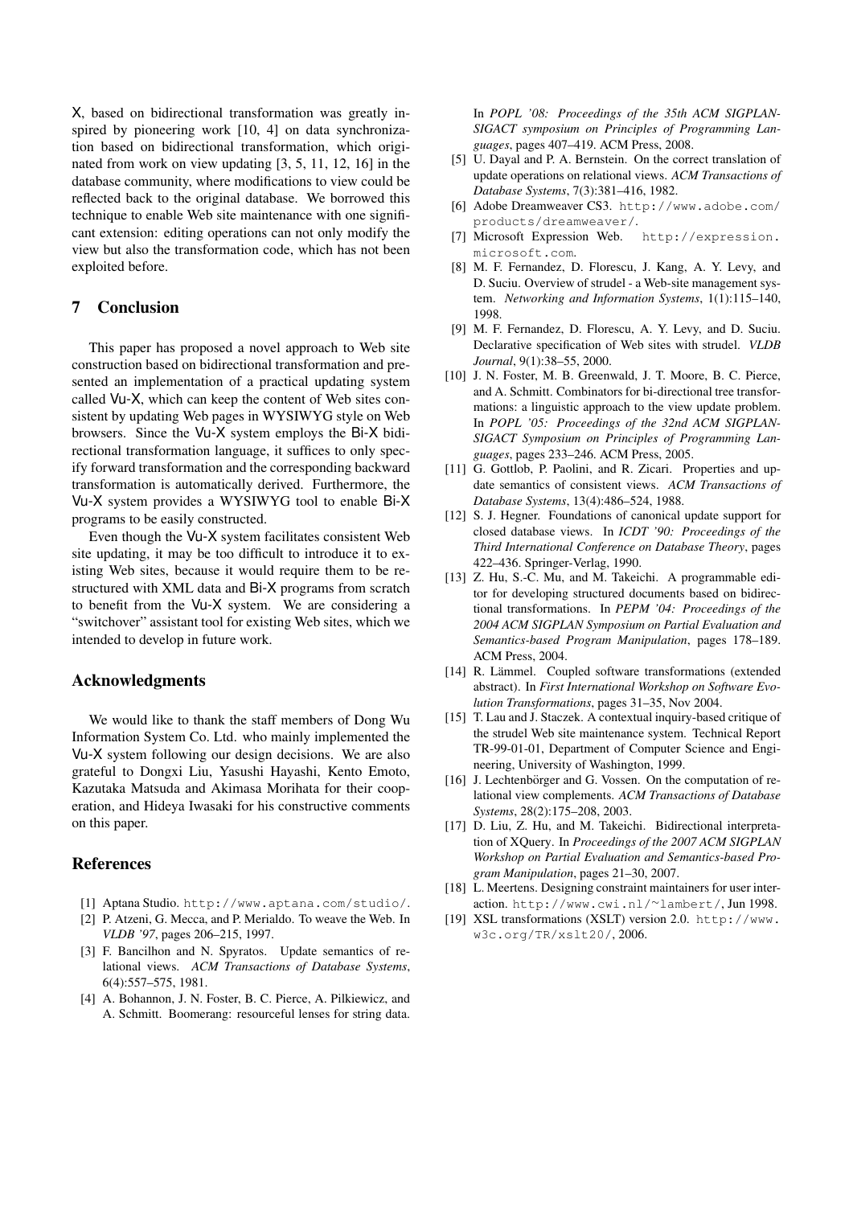X, based on bidirectional transformation was greatly inspired by pioneering work [10, 4] on data synchronization based on bidirectional transformation, which originated from work on view updating [3, 5, 11, 12, 16] in the database community, where modifications to view could be reflected back to the original database. We borrowed this technique to enable Web site maintenance with one significant extension: editing operations can not only modify the view but also the transformation code, which has not been exploited before.

## 7 Conclusion

This paper has proposed a novel approach to Web site construction based on bidirectional transformation and presented an implementation of a practical updating system called Vu-X, which can keep the content of Web sites consistent by updating Web pages in WYSIWYG style on Web browsers. Since the Vu-X system employs the Bi-X bidirectional transformation language, it suffices to only specify forward transformation and the corresponding backward transformation is automatically derived. Furthermore, the Vu-X system provides a WYSIWYG tool to enable Bi-X programs to be easily constructed.

Even though the Vu-X system facilitates consistent Web site updating, it may be too difficult to introduce it to existing Web sites, because it would require them to be restructured with XML data and Bi-X programs from scratch to benefit from the Vu-X system. We are considering a "switchover" assistant tool for existing Web sites, which we intended to develop in future work.

## Acknowledgments

We would like to thank the staff members of Dong Wu Information System Co. Ltd. who mainly implemented the Vu-X system following our design decisions. We are also grateful to Dongxi Liu, Yasushi Hayashi, Kento Emoto, Kazutaka Matsuda and Akimasa Morihata for their cooperation, and Hideya Iwasaki for his constructive comments on this paper.

## References

[1] Aptana Studio. http://www.aptana.com/studio/.

[2] P. Atzeni, G. Mecca, and P. Merialdo. To weave the Web. In *VLDB '97*, pages 206–215, 1997.

[3] F. Bancilhon and N. Spyratos. Update semantics of relational views. *ACM Transactions of Database Systems*, 6(4):557–575, 1981.

[4] A. Bohannon, J. N. Foster, B. C. Pierce, A. Pilkiewicz, and A. Schmitt. Boomerang: resourceful lenses for string data. In *POPL '08: Proceedings of the 35th ACM SIGPLAN-SIGACT symposium on Principles of Programming Languages*, pages 407–419. ACM Press, 2008.

[5] U. Dayal and P. A. Bernstein. On the correct translation of update operations on relational views. *ACM Transactions of Database Systems*, 7(3):381–416, 1982.

[6] Adobe Dreamweaver CS3. http://www.adobe.com/products/dreamweaver/.

[7] Microsoft Expression Web. http://expression.microsoft.com.

[8] M. F. Fernandez, D. Florescu, J. Kang, A. Y. Levy, and D. Suciu. Overview of strudel - a Web-site management system. *Networking and Information Systems*, 1(1):115–140, 1998.

[9] M. F. Fernandez, D. Florescu, A. Y. Levy, and D. Suciu. Declarative specification of Web sites with strudel. *VLDB Journal*, 9(1):38–55, 2000.

[10] J. N. Foster, M. B. Greenwald, J. T. Moore, B. C. Pierce, and A. Schmitt. Combinators for bi-directional tree transformations: a linguistic approach to the view update problem. In *POPL '05: Proceedings of the 32nd ACM SIGPLAN-SIGACT Symposium on Principles of Programming Languages*, pages 233–246. ACM Press, 2005.

[11] G. Gottlob, P. Paolini, and R. Zicari. Properties and update semantics of consistent views. *ACM Transactions of Database Systems*, 13(4):486–524, 1988.

[12] S. J. Hegner. Foundations of canonical update support for closed database views. In *ICDT '90: Proceedings of the Third International Conference on Database Theory*, pages 422–436. Springer-Verlag, 1990.

[13] Z. Hu, S.-C. Mu, and M. Takeichi. A programmable editor for developing structured documents based on bidirectional transformations. In *PEPM '04: Proceedings of the 2004 ACM SIGPLAN Symposium on Partial Evaluation and Semantics-based Program Manipulation*, pages 178–189. ACM Press, 2004.

[14] R. Lämmel. Coupled software transformations (extended abstract). In *First International Workshop on Software Evolution Transformations*, pages 31–35, Nov 2004.

[15] T. Lau and J. Staczek. A contextual inquiry-based critique of the strudel Web site maintenance system. Technical Report TR-99-01-01, Department of Computer Science and Engineering, University of Washington, 1999.

[16] J. Lechtenbörger and G. Vossen. On the computation of relational view complements. *ACM Transactions of Database Systems*, 28(2):175–208, 2003.

[17] D. Liu, Z. Hu, and M. Takeichi. Bidirectional interpretation of XQuery. In *Proceedings of the 2007 ACM SIGPLAN Workshop on Partial Evaluation and Semantics-based Program Manipulation*, pages 21–30, 2007.

[18] L. Meertens. Designing constraint maintainers for user interaction. http://www.cwi.nl/~lambert/, Jun 1998.

[19] XSL transformations (XSLT) version 2.0. http://www.w3c.org/TR/xslt20/, 2006.